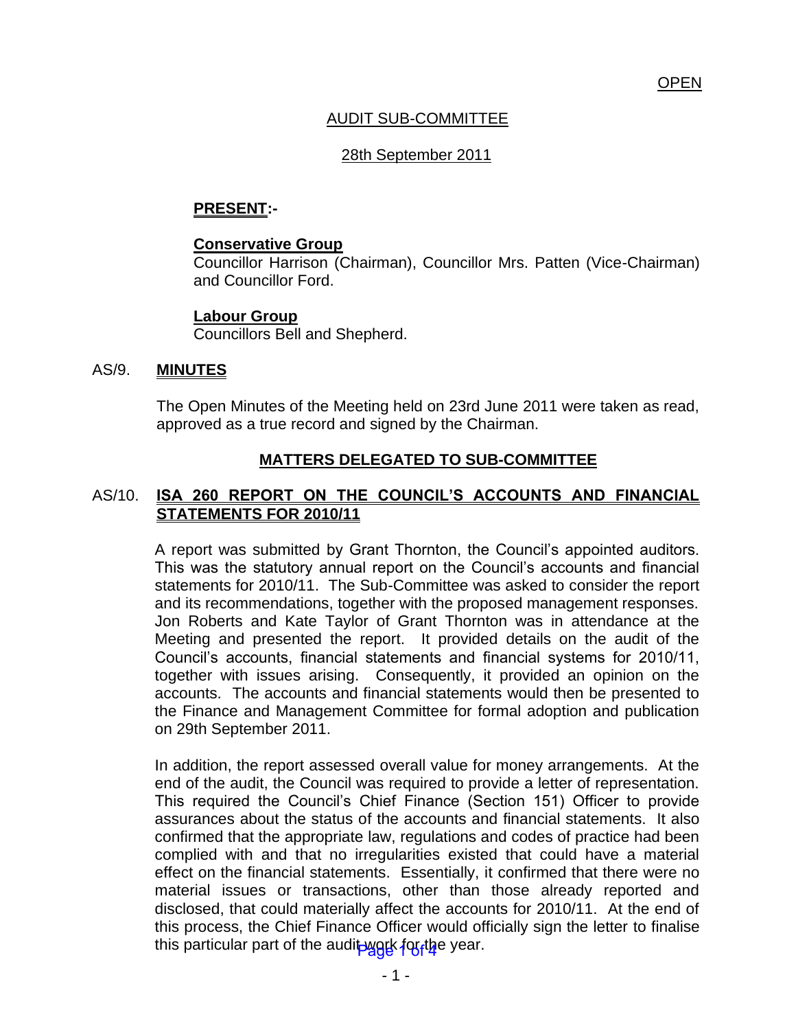OPEN

AUDIT SUB-COMMITTEE

28th September 2011

**PRESENT:-**

**Conservative Group**
Councillor Harrison (Chairman), Councillor Mrs. Patten (Vice-Chairman) and Councillor Ford.

**Labour Group**
Councillors Bell and Shepherd.

## AS/9. MINUTES

The Open Minutes of the Meeting held on 23rd June 2011 were taken as read, approved as a true record and signed by the Chairman.

## MATTERS DELEGATED TO SUB-COMMITTEE

## AS/10. ISA 260 REPORT ON THE COUNCIL'S ACCOUNTS AND FINANCIAL STATEMENTS FOR 2010/11

A report was submitted by Grant Thornton, the Council's appointed auditors. This was the statutory annual report on the Council's accounts and financial statements for 2010/11. The Sub-Committee was asked to consider the report and its recommendations, together with the proposed management responses. Jon Roberts and Kate Taylor of Grant Thornton was in attendance at the Meeting and presented the report. It provided details on the audit of the Council's accounts, financial statements and financial systems for 2010/11, together with issues arising. Consequently, it provided an opinion on the accounts. The accounts and financial statements would then be presented to the Finance and Management Committee for formal adoption and publication on 29th September 2011.

In addition, the report assessed overall value for money arrangements. At the end of the audit, the Council was required to provide a letter of representation. This required the Council's Chief Finance (Section 151) Officer to provide assurances about the status of the accounts and financial statements. It also confirmed that the appropriate law, regulations and codes of practice had been complied with and that no irregularities existed that could have a material effect on the financial statements. Essentially, it confirmed that there were no material issues or transactions, other than those already reported and disclosed, that could materially affect the accounts for 2010/11. At the end of this process, the Chief Finance Officer would officially sign the letter to finalise this particular part of the audit work for the year.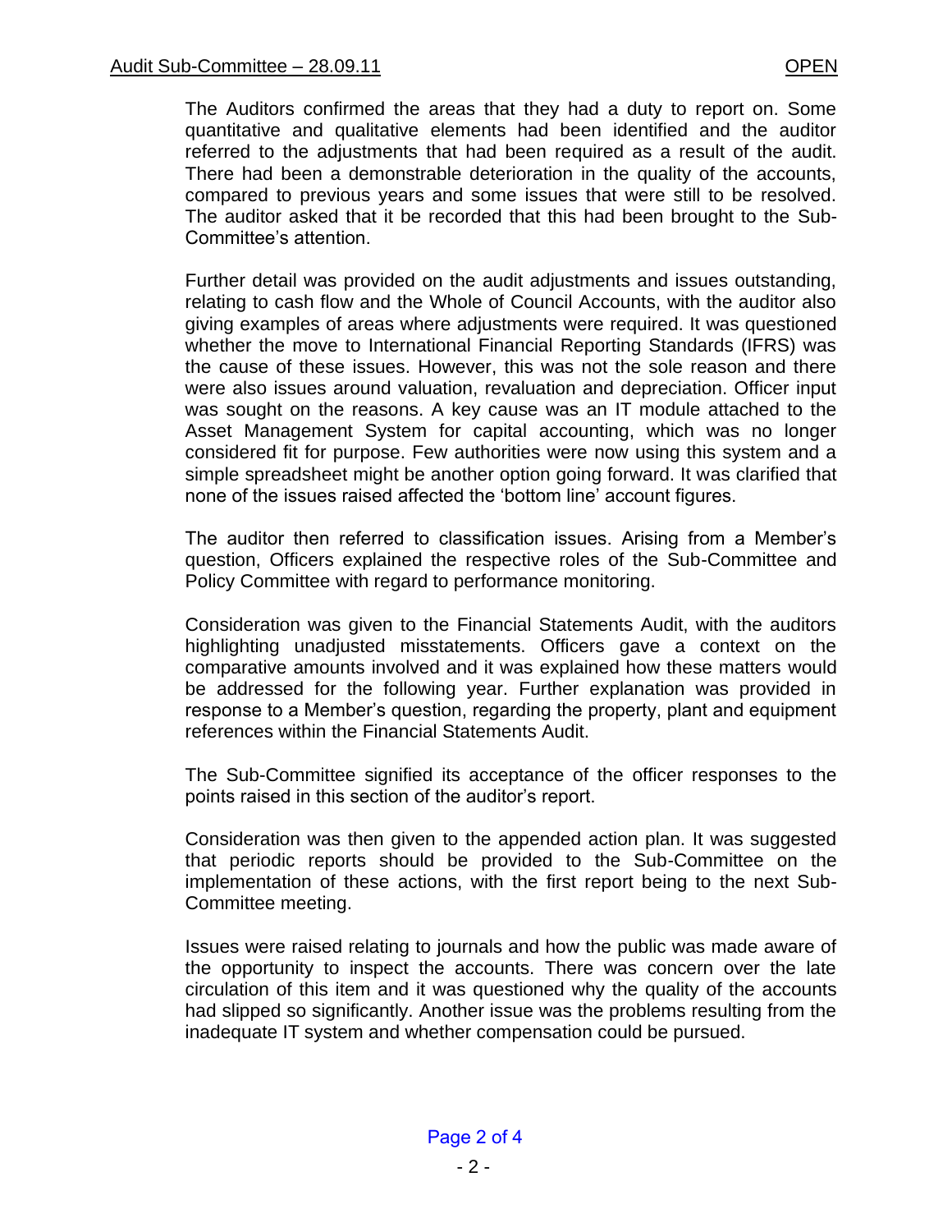The Auditors confirmed the areas that they had a duty to report on. Some quantitative and qualitative elements had been identified and the auditor referred to the adjustments that had been required as a result of the audit. There had been a demonstrable deterioration in the quality of the accounts, compared to previous years and some issues that were still to be resolved. The auditor asked that it be recorded that this had been brought to the Sub-Committee's attention.

Further detail was provided on the audit adjustments and issues outstanding, relating to cash flow and the Whole of Council Accounts, with the auditor also giving examples of areas where adjustments were required. It was questioned whether the move to International Financial Reporting Standards (IFRS) was the cause of these issues. However, this was not the sole reason and there were also issues around valuation, revaluation and depreciation. Officer input was sought on the reasons. A key cause was an IT module attached to the Asset Management System for capital accounting, which was no longer considered fit for purpose. Few authorities were now using this system and a simple spreadsheet might be another option going forward. It was clarified that none of the issues raised affected the 'bottom line' account figures.

The auditor then referred to classification issues. Arising from a Member's question, Officers explained the respective roles of the Sub-Committee and Policy Committee with regard to performance monitoring.

Consideration was given to the Financial Statements Audit, with the auditors highlighting unadjusted misstatements. Officers gave a context on the comparative amounts involved and it was explained how these matters would be addressed for the following year. Further explanation was provided in response to a Member's question, regarding the property, plant and equipment references within the Financial Statements Audit.

The Sub-Committee signified its acceptance of the officer responses to the points raised in this section of the auditor's report.

Consideration was then given to the appended action plan. It was suggested that periodic reports should be provided to the Sub-Committee on the implementation of these actions, with the first report being to the next Sub-Committee meeting.

Issues were raised relating to journals and how the public was made aware of the opportunity to inspect the accounts. There was concern over the late circulation of this item and it was questioned why the quality of the accounts had slipped so significantly. Another issue was the problems resulting from the inadequate IT system and whether compensation could be pursued.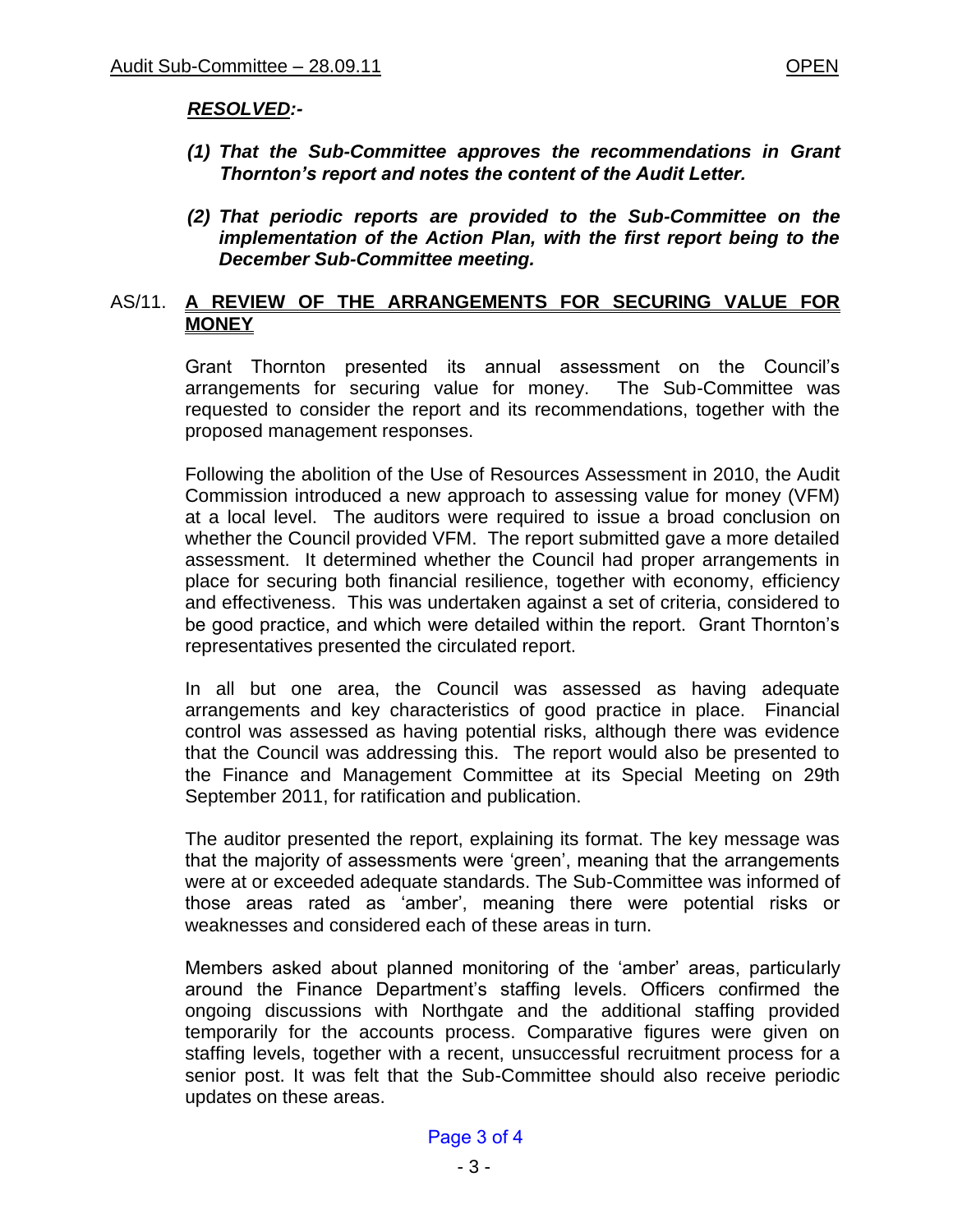***RESOLVED:-***

***(1) That the Sub-Committee approves the recommendations in Grant Thornton's report and notes the content of the Audit Letter.***

***(2) That periodic reports are provided to the Sub-Committee on the implementation of the Action Plan, with the first report being to the December Sub-Committee meeting.***

## AS/11. A REVIEW OF THE ARRANGEMENTS FOR SECURING VALUE FOR MONEY

Grant Thornton presented its annual assessment on the Council's arrangements for securing value for money. The Sub-Committee was requested to consider the report and its recommendations, together with the proposed management responses.

Following the abolition of the Use of Resources Assessment in 2010, the Audit Commission introduced a new approach to assessing value for money (VFM) at a local level. The auditors were required to issue a broad conclusion on whether the Council provided VFM. The report submitted gave a more detailed assessment. It determined whether the Council had proper arrangements in place for securing both financial resilience, together with economy, efficiency and effectiveness. This was undertaken against a set of criteria, considered to be good practice, and which were detailed within the report. Grant Thornton's representatives presented the circulated report.

In all but one area, the Council was assessed as having adequate arrangements and key characteristics of good practice in place. Financial control was assessed as having potential risks, although there was evidence that the Council was addressing this. The report would also be presented to the Finance and Management Committee at its Special Meeting on 29th September 2011, for ratification and publication.

The auditor presented the report, explaining its format. The key message was that the majority of assessments were 'green', meaning that the arrangements were at or exceeded adequate standards. The Sub-Committee was informed of those areas rated as 'amber', meaning there were potential risks or weaknesses and considered each of these areas in turn.

Members asked about planned monitoring of the 'amber' areas, particularly around the Finance Department's staffing levels. Officers confirmed the ongoing discussions with Northgate and the additional staffing provided temporarily for the accounts process. Comparative figures were given on staffing levels, together with a recent, unsuccessful recruitment process for a senior post. It was felt that the Sub-Committee should also receive periodic updates on these areas.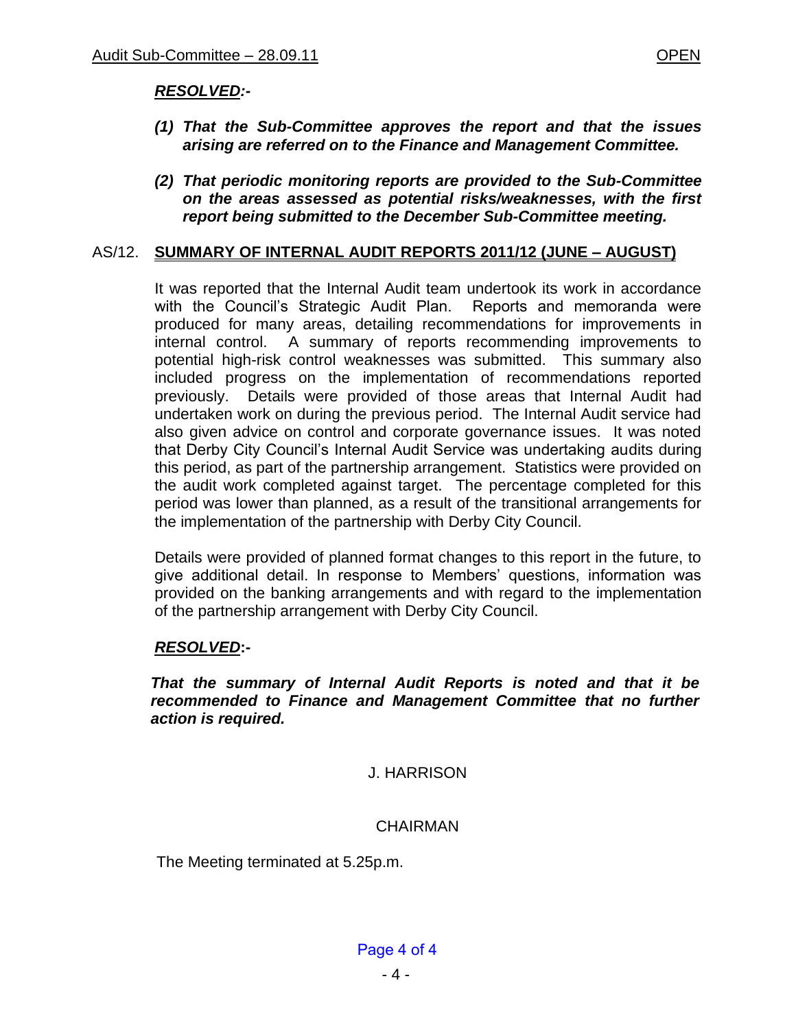***RESOLVED:-***

***(1) That the Sub-Committee approves the report and that the issues arising are referred on to the Finance and Management Committee.***

***(2) That periodic monitoring reports are provided to the Sub-Committee on the areas assessed as potential risks/weaknesses, with the first report being submitted to the December Sub-Committee meeting.***

## AS/12. SUMMARY OF INTERNAL AUDIT REPORTS 2011/12 (JUNE – AUGUST)

It was reported that the Internal Audit team undertook its work in accordance with the Council's Strategic Audit Plan. Reports and memoranda were produced for many areas, detailing recommendations for improvements in internal control. A summary of reports recommending improvements to potential high-risk control weaknesses was submitted. This summary also included progress on the implementation of recommendations reported previously. Details were provided of those areas that Internal Audit had undertaken work on during the previous period. The Internal Audit service had also given advice on control and corporate governance issues. It was noted that Derby City Council's Internal Audit Service was undertaking audits during this period, as part of the partnership arrangement. Statistics were provided on the audit work completed against target. The percentage completed for this period was lower than planned, as a result of the transitional arrangements for the implementation of the partnership with Derby City Council.

Details were provided of planned format changes to this report in the future, to give additional detail. In response to Members' questions, information was provided on the banking arrangements and with regard to the implementation of the partnership arrangement with Derby City Council.

***RESOLVED*:-**

***That the summary of Internal Audit Reports is noted and that it be recommended to Finance and Management Committee that no further action is required.***

J. HARRISON

CHAIRMAN

The Meeting terminated at 5.25p.m.